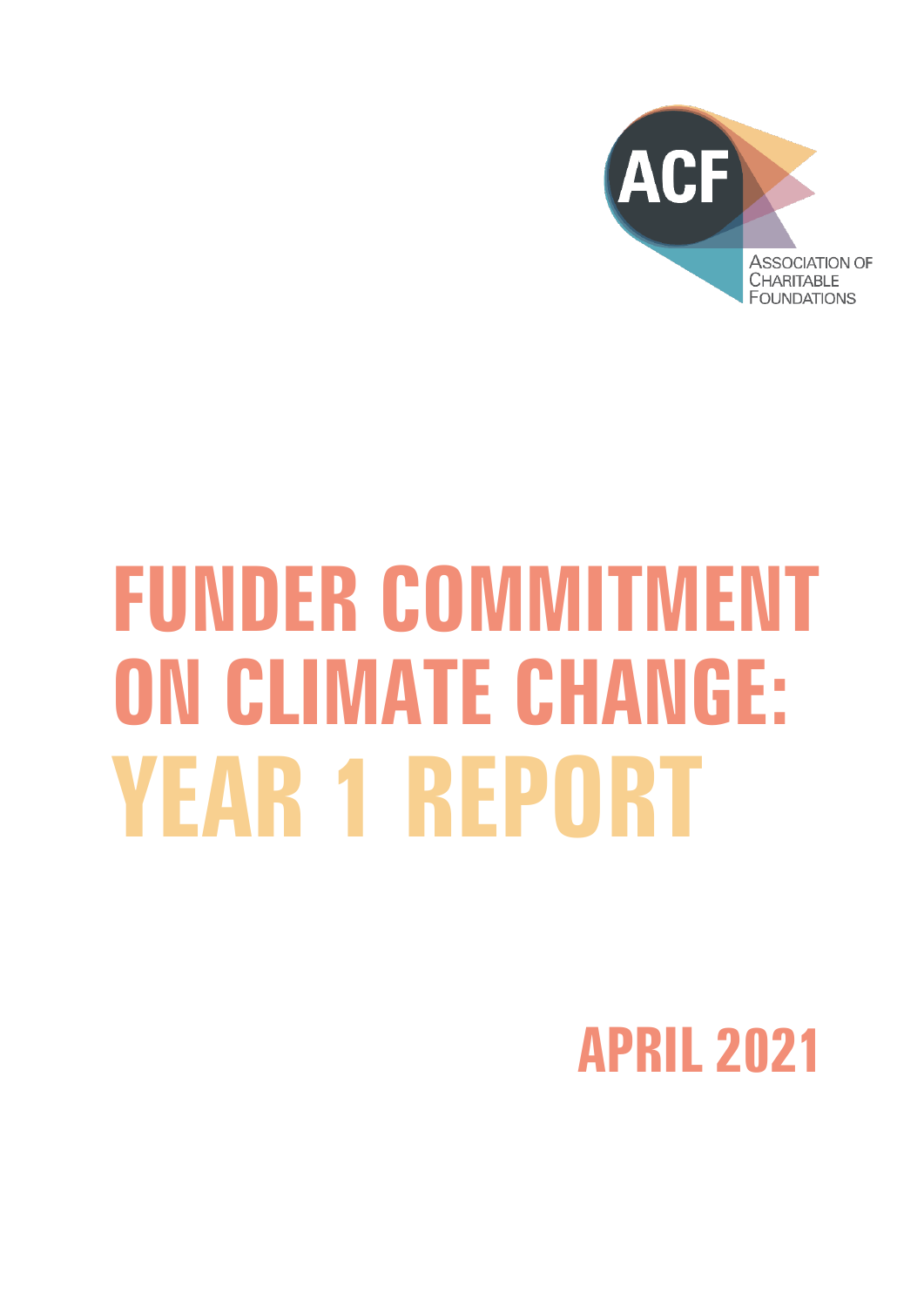ACF

ASSOCIATION OF CHARITABLE FOUNDATIONS

# FUNDER COMMITMENT ON CLIMATE CHANGE: YEAR 1 REPORT

## APRIL 2021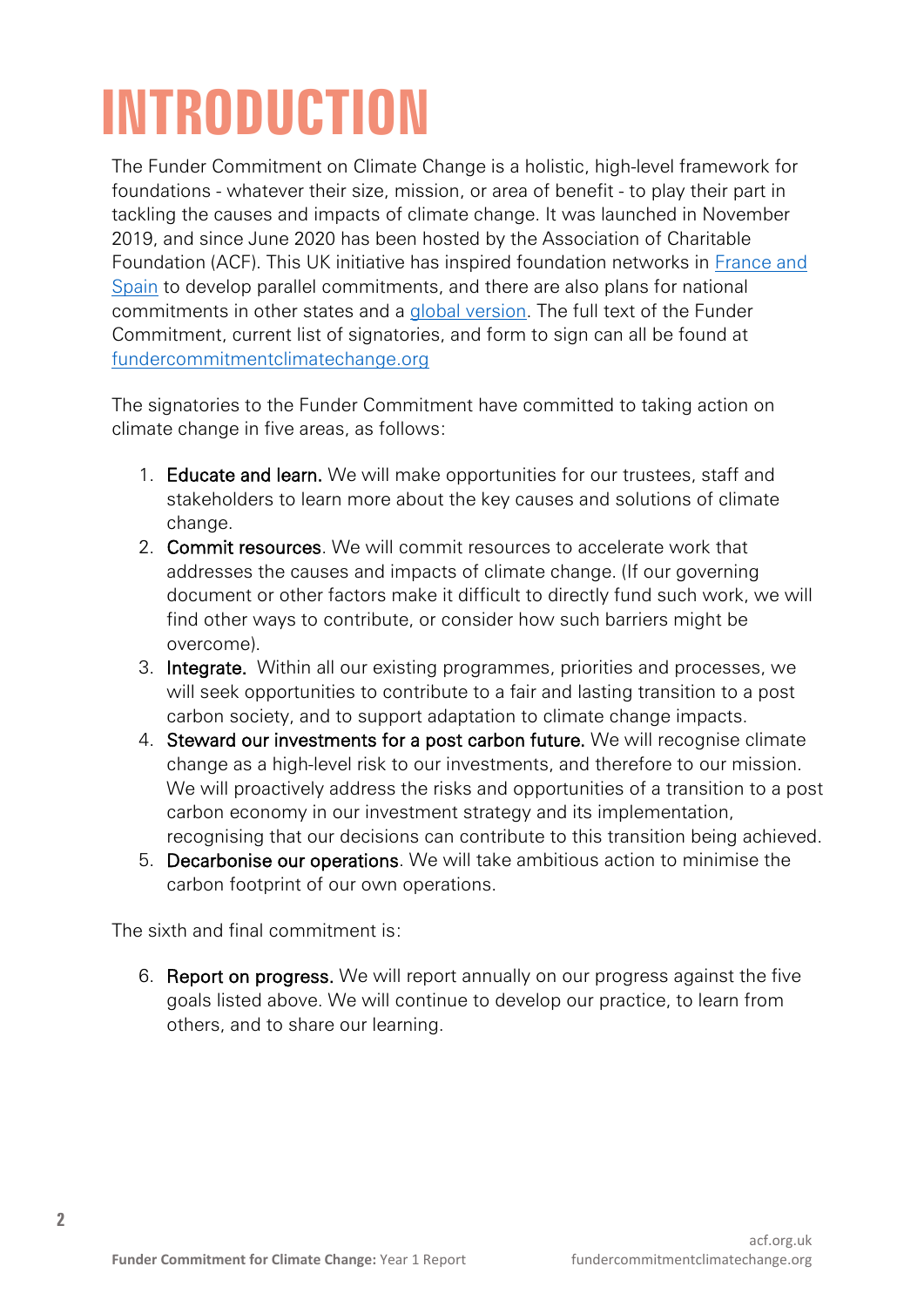# INTRODUCTION

The Funder Commitment on Climate Change is a holistic, high-level framework for foundations - whatever their size, mission, or area of benefit - to play their part in tackling the causes and impacts of climate change. It was launched in November 2019, and since June 2020 has been hosted by the Association of Charitable Foundation (ACF). This UK initiative has inspired foundation networks in France and Spain to develop parallel commitments, and there are also plans for national commitments in other states and a global version. The full text of the Funder Commitment, current list of signatories, and form to sign can all be found at fundercommitmentclimatechange.org

The signatories to the Funder Commitment have committed to taking action on climate change in five areas, as follows:

1. **Educate and learn.** We will make opportunities for our trustees, staff and stakeholders to learn more about the key causes and solutions of climate change.
2. **Commit resources**. We will commit resources to accelerate work that addresses the causes and impacts of climate change. (If our governing document or other factors make it difficult to directly fund such work, we will find other ways to contribute, or consider how such barriers might be overcome).
3. **Integrate.** Within all our existing programmes, priorities and processes, we will seek opportunities to contribute to a fair and lasting transition to a post carbon society, and to support adaptation to climate change impacts.
4. **Steward our investments for a post carbon future.** We will recognise climate change as a high-level risk to our investments, and therefore to our mission. We will proactively address the risks and opportunities of a transition to a post carbon economy in our investment strategy and its implementation, recognising that our decisions can contribute to this transition being achieved.
5. **Decarbonise our operations**. We will take ambitious action to minimise the carbon footprint of our own operations.

The sixth and final commitment is:

6. **Report on progress.** We will report annually on our progress against the five goals listed above. We will continue to develop our practice, to learn from others, and to share our learning.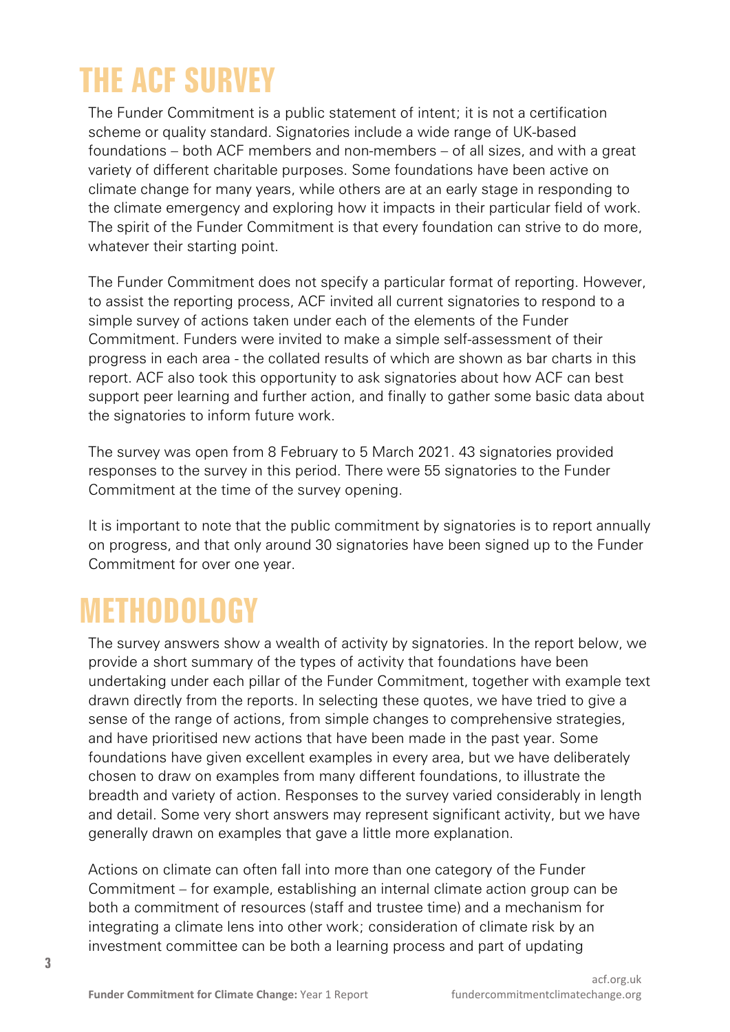# THE ACF SURVEY

The Funder Commitment is a public statement of intent; it is not a certification scheme or quality standard. Signatories include a wide range of UK-based foundations – both ACF members and non-members – of all sizes, and with a great variety of different charitable purposes. Some foundations have been active on climate change for many years, while others are at an early stage in responding to the climate emergency and exploring how it impacts in their particular field of work. The spirit of the Funder Commitment is that every foundation can strive to do more, whatever their starting point.

The Funder Commitment does not specify a particular format of reporting. However, to assist the reporting process, ACF invited all current signatories to respond to a simple survey of actions taken under each of the elements of the Funder Commitment. Funders were invited to make a simple self-assessment of their progress in each area - the collated results of which are shown as bar charts in this report. ACF also took this opportunity to ask signatories about how ACF can best support peer learning and further action, and finally to gather some basic data about the signatories to inform future work.

The survey was open from 8 February to 5 March 2021. 43 signatories provided responses to the survey in this period. There were 55 signatories to the Funder Commitment at the time of the survey opening.

It is important to note that the public commitment by signatories is to report annually on progress, and that only around 30 signatories have been signed up to the Funder Commitment for over one year.

# METHODOLOGY

The survey answers show a wealth of activity by signatories. In the report below, we provide a short summary of the types of activity that foundations have been undertaking under each pillar of the Funder Commitment, together with example text drawn directly from the reports. In selecting these quotes, we have tried to give a sense of the range of actions, from simple changes to comprehensive strategies, and have prioritised new actions that have been made in the past year. Some foundations have given excellent examples in every area, but we have deliberately chosen to draw on examples from many different foundations, to illustrate the breadth and variety of action. Responses to the survey varied considerably in length and detail. Some very short answers may represent significant activity, but we have generally drawn on examples that gave a little more explanation.

Actions on climate can often fall into more than one category of the Funder Commitment – for example, establishing an internal climate action group can be both a commitment of resources (staff and trustee time) and a mechanism for integrating a climate lens into other work; consideration of climate risk by an investment committee can be both a learning process and part of updating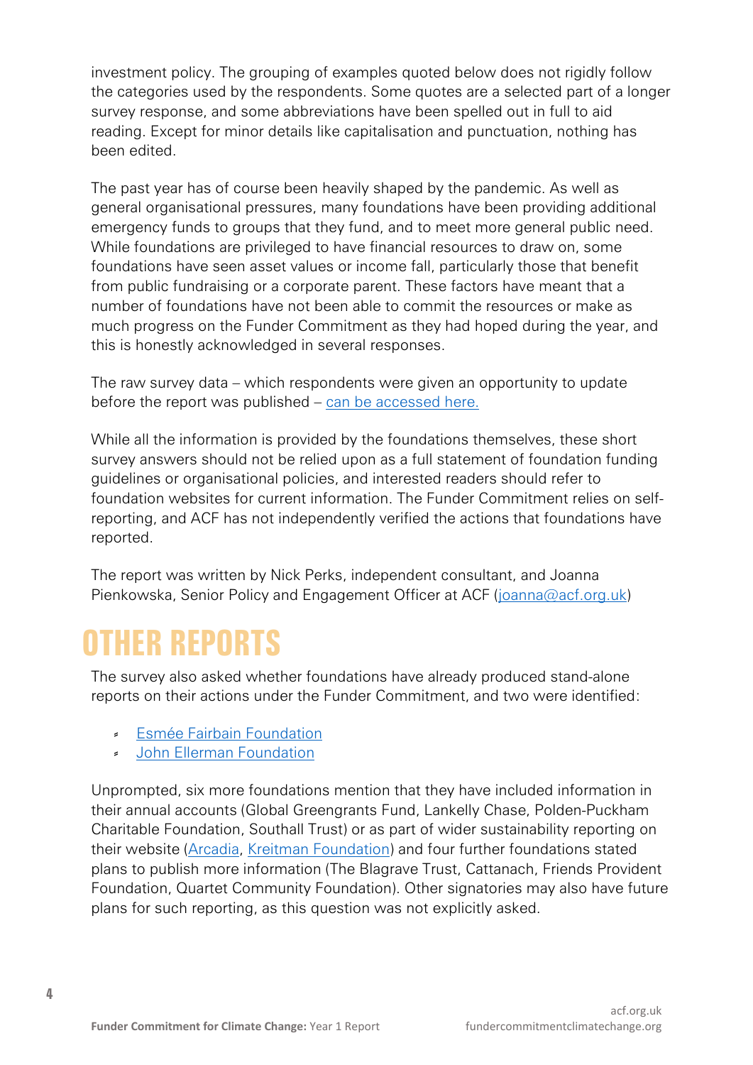investment policy. The grouping of examples quoted below does not rigidly follow the categories used by the respondents. Some quotes are a selected part of a longer survey response, and some abbreviations have been spelled out in full to aid reading. Except for minor details like capitalisation and punctuation, nothing has been edited.

The past year has of course been heavily shaped by the pandemic. As well as general organisational pressures, many foundations have been providing additional emergency funds to groups that they fund, and to meet more general public need. While foundations are privileged to have financial resources to draw on, some foundations have seen asset values or income fall, particularly those that benefit from public fundraising or a corporate parent. These factors have meant that a number of foundations have not been able to commit the resources or make as much progress on the Funder Commitment as they had hoped during the year, and this is honestly acknowledged in several responses.

The raw survey data – which respondents were given an opportunity to update before the report was published – can be accessed here.

While all the information is provided by the foundations themselves, these short survey answers should not be relied upon as a full statement of foundation funding guidelines or organisational policies, and interested readers should refer to foundation websites for current information. The Funder Commitment relies on self-reporting, and ACF has not independently verified the actions that foundations have reported.

The report was written by Nick Perks, independent consultant, and Joanna Pienkowska, Senior Policy and Engagement Officer at ACF (joanna@acf.org.uk)

# OTHER REPORTS

The survey also asked whether foundations have already produced stand-alone reports on their actions under the Funder Commitment, and two were identified:

- Esmée Fairbain Foundation
- John Ellerman Foundation

Unprompted, six more foundations mention that they have included information in their annual accounts (Global Greengrants Fund, Lankelly Chase, Polden-Puckham Charitable Foundation, Southall Trust) or as part of wider sustainability reporting on their website (Arcadia, Kreitman Foundation) and four further foundations stated plans to publish more information (The Blagrave Trust, Cattanach, Friends Provident Foundation, Quartet Community Foundation). Other signatories may also have future plans for such reporting, as this question was not explicitly asked.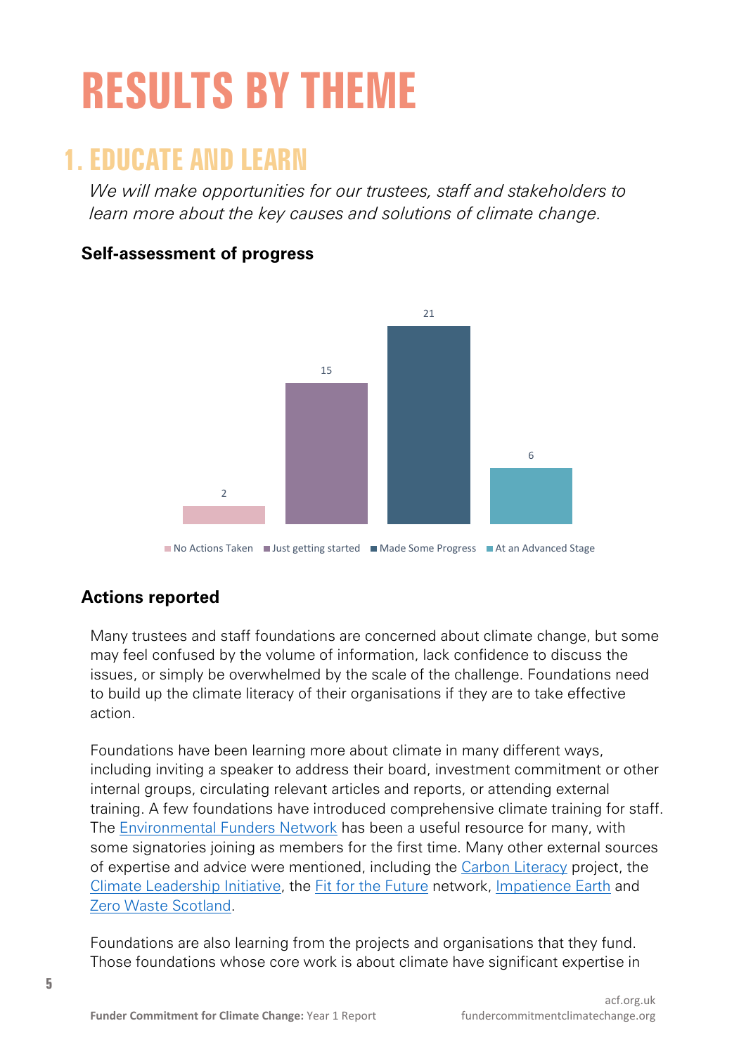# RESULTS BY THEME

## 1. EDUCATE AND LEARN

*We will make opportunities for our trustees, staff and stakeholders to learn more about the key causes and solutions of climate change.*

### Self-assessment of progress

| No Actions Taken | Just getting started | Made Some Progress | At an Advanced Stage |
|---|---|---|---|
| 2 | 15 | 21 | 6 |

### Actions reported

Many trustees and staff foundations are concerned about climate change, but some may feel confused by the volume of information, lack confidence to discuss the issues, or simply be overwhelmed by the scale of the challenge. Foundations need to build up the climate literacy of their organisations if they are to take effective action.

Foundations have been learning more about climate in many different ways, including inviting a speaker to address their board, investment commitment or other internal groups, circulating relevant articles and reports, or attending external training. A few foundations have introduced comprehensive climate training for staff. The Environmental Funders Network has been a useful resource for many, with some signatories joining as members for the first time. Many other external sources of expertise and advice were mentioned, including the Carbon Literacy project, the Climate Leadership Initiative, the Fit for the Future network, Impatience Earth and Zero Waste Scotland.

Foundations are also learning from the projects and organisations that they fund. Those foundations whose core work is about climate have significant expertise in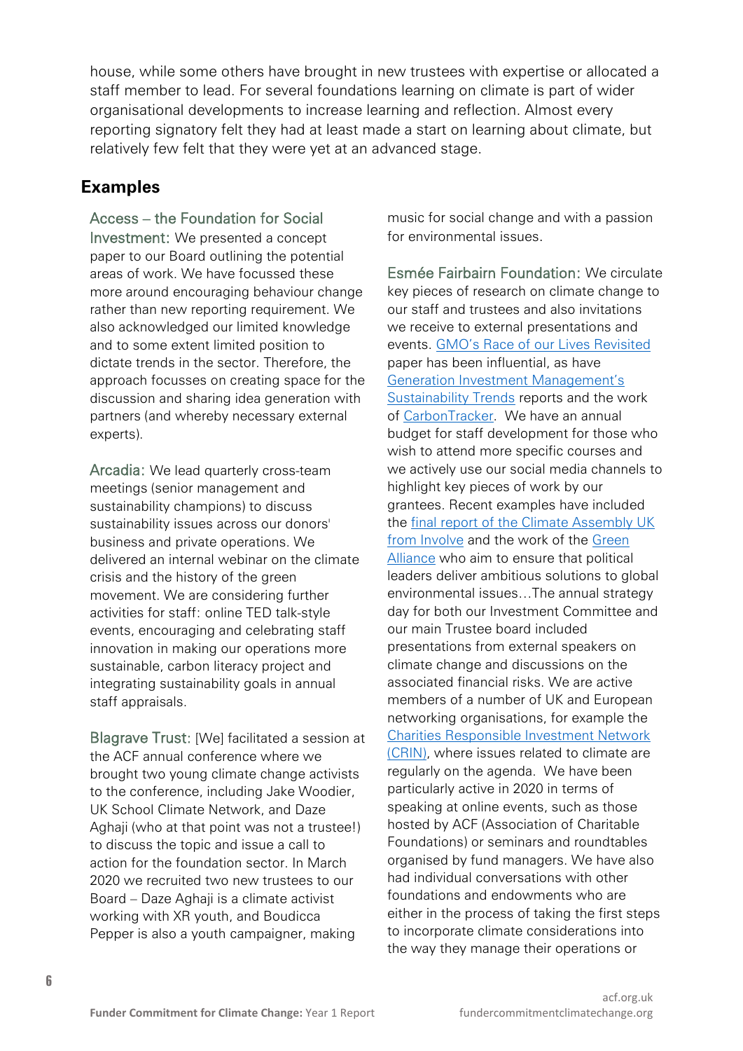house, while some others have brought in new trustees with expertise or allocated a staff member to lead. For several foundations learning on climate is part of wider organisational developments to increase learning and reflection. Almost every reporting signatory felt they had at least made a start on learning about climate, but relatively few felt that they were yet at an advanced stage.

## Examples

Access – the Foundation for Social Investment: We presented a concept paper to our Board outlining the potential areas of work. We have focussed these more around encouraging behaviour change rather than new reporting requirement. We also acknowledged our limited knowledge and to some extent limited position to dictate trends in the sector. Therefore, the approach focusses on creating space for the discussion and sharing idea generation with partners (and whereby necessary external experts).

Arcadia: We lead quarterly cross-team meetings (senior management and sustainability champions) to discuss sustainability issues across our donors' business and private operations. We delivered an internal webinar on the climate crisis and the history of the green movement. We are considering further activities for staff: online TED talk-style events, encouraging and celebrating staff innovation in making our operations more sustainable, carbon literacy project and integrating sustainability goals in annual staff appraisals.

Blagrave Trust: [We] facilitated a session at the ACF annual conference where we brought two young climate change activists to the conference, including Jake Woodier, UK School Climate Network, and Daze Aghaji (who at that point was not a trustee!) to discuss the topic and issue a call to action for the foundation sector. In March 2020 we recruited two new trustees to our Board – Daze Aghaji is a climate activist working with XR youth, and Boudicca Pepper is also a youth campaigner, making music for social change and with a passion for environmental issues.

Esmée Fairbairn Foundation: We circulate key pieces of research on climate change to our staff and trustees and also invitations we receive to external presentations and events. GMO's Race of our Lives Revisited paper has been influential, as have Generation Investment Management's Sustainability Trends reports and the work of CarbonTracker. We have an annual budget for staff development for those who wish to attend more specific courses and we actively use our social media channels to highlight key pieces of work by our grantees. Recent examples have included the final report of the Climate Assembly UK from Involve and the work of the Green Alliance who aim to ensure that political leaders deliver ambitious solutions to global environmental issues…The annual strategy day for both our Investment Committee and our main Trustee board included presentations from external speakers on climate change and discussions on the associated financial risks. We are active members of a number of UK and European networking organisations, for example the Charities Responsible Investment Network (CRIN), where issues related to climate are regularly on the agenda. We have been particularly active in 2020 in terms of speaking at online events, such as those hosted by ACF (Association of Charitable Foundations) or seminars and roundtables organised by fund managers. We have also had individual conversations with other foundations and endowments who are either in the process of taking the first steps to incorporate climate considerations into the way they manage their operations or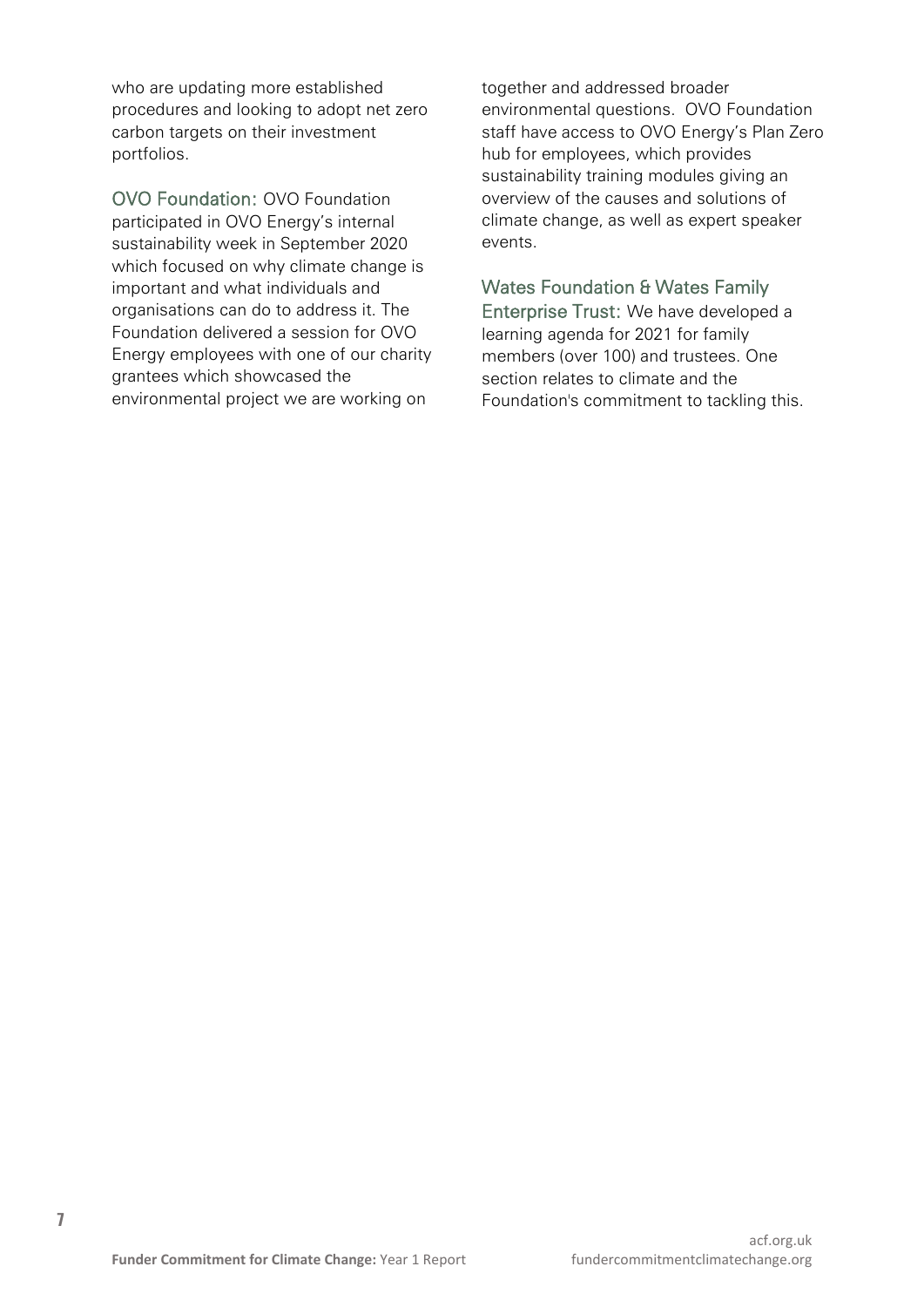who are updating more established procedures and looking to adopt net zero carbon targets on their investment portfolios.

**OVO Foundation:** OVO Foundation participated in OVO Energy's internal sustainability week in September 2020 which focused on why climate change is important and what individuals and organisations can do to address it. The Foundation delivered a session for OVO Energy employees with one of our charity grantees which showcased the environmental project we are working on together and addressed broader environmental questions. OVO Foundation staff have access to OVO Energy's Plan Zero hub for employees, which provides sustainability training modules giving an overview of the causes and solutions of climate change, as well as expert speaker events.

**Wates Foundation & Wates Family Enterprise Trust:** We have developed a learning agenda for 2021 for family members (over 100) and trustees. One section relates to climate and the Foundation's commitment to tackling this.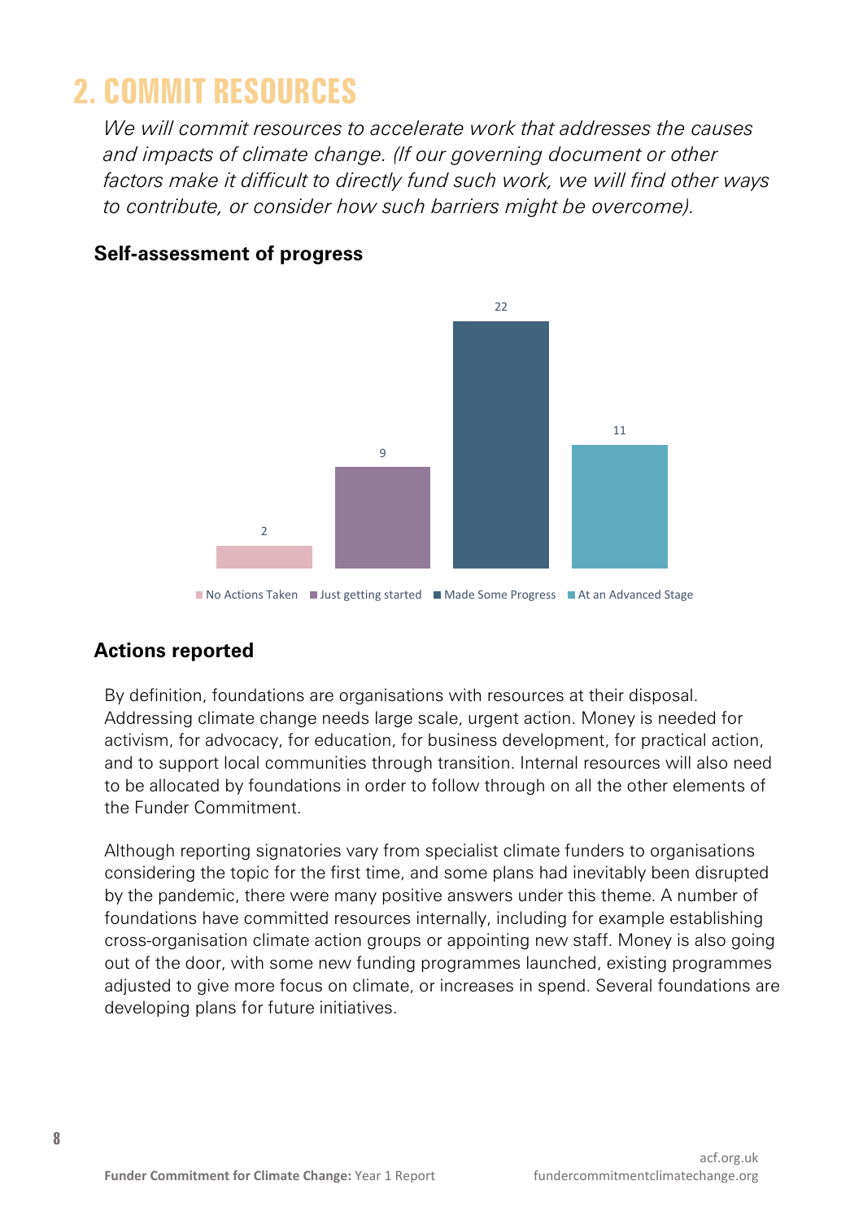## 2. COMMIT RESOURCES

*We will commit resources to accelerate work that addresses the causes and impacts of climate change. (If our governing document or other factors make it difficult to directly fund such work, we will find other ways to contribute, or consider how such barriers might be overcome).*

### Self-assessment of progress

| No Actions Taken | Just getting started | Made Some Progress | At an Advanced Stage |
|---|---|---|---|
| 2 | 9 | 22 | 11 |

### Actions reported

By definition, foundations are organisations with resources at their disposal. Addressing climate change needs large scale, urgent action. Money is needed for activism, for advocacy, for education, for business development, for practical action, and to support local communities through transition. Internal resources will also need to be allocated by foundations in order to follow through on all the other elements of the Funder Commitment.

Although reporting signatories vary from specialist climate funders to organisations considering the topic for the first time, and some plans had inevitably been disrupted by the pandemic, there were many positive answers under this theme. A number of foundations have committed resources internally, including for example establishing cross-organisation climate action groups or appointing new staff. Money is also going out of the door, with some new funding programmes launched, existing programmes adjusted to give more focus on climate, or increases in spend. Several foundations are developing plans for future initiatives.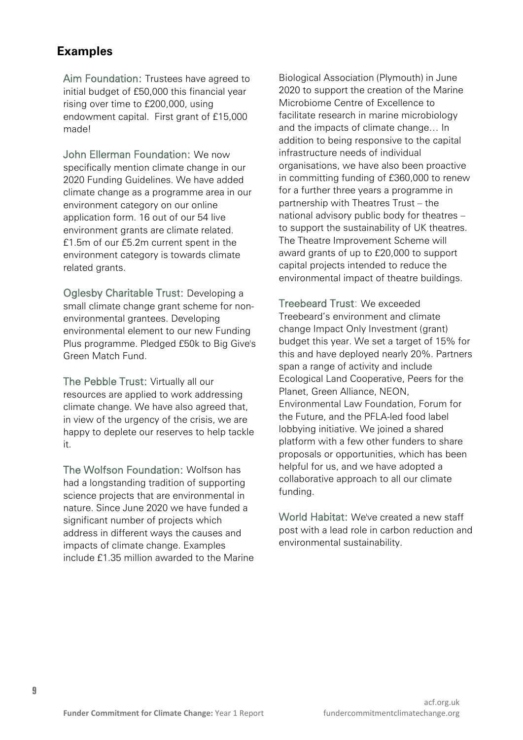## Examples

**Aim Foundation:** Trustees have agreed to initial budget of £50,000 this financial year rising over time to £200,000, using endowment capital. First grant of £15,000 made!

**John Ellerman Foundation:** We now specifically mention climate change in our 2020 Funding Guidelines. We have added climate change as a programme area in our environment category on our online application form. 16 out of our 54 live environment grants are climate related. £1.5m of our £5.2m current spent in the environment category is towards climate related grants.

**Oglesby Charitable Trust:** Developing a small climate change grant scheme for non-environmental grantees. Developing environmental element to our new Funding Plus programme. Pledged £50k to Big Give's Green Match Fund.

**The Pebble Trust:** Virtually all our resources are applied to work addressing climate change. We have also agreed that, in view of the urgency of the crisis, we are happy to deplete our reserves to help tackle it.

**The Wolfson Foundation:** Wolfson has had a longstanding tradition of supporting science projects that are environmental in nature. Since June 2020 we have funded a significant number of projects which address in different ways the causes and impacts of climate change. Examples include £1.35 million awarded to the Marine Biological Association (Plymouth) in June 2020 to support the creation of the Marine Microbiome Centre of Excellence to facilitate research in marine microbiology and the impacts of climate change… In addition to being responsive to the capital infrastructure needs of individual organisations, we have also been proactive in committing funding of £360,000 to renew for a further three years a programme in partnership with Theatres Trust – the national advisory public body for theatres – to support the sustainability of UK theatres. The Theatre Improvement Scheme will award grants of up to £20,000 to support capital projects intended to reduce the environmental impact of theatre buildings.

**Treebeard Trust:** We exceeded Treebeard's environment and climate change Impact Only Investment (grant) budget this year. We set a target of 15% for this and have deployed nearly 20%. Partners span a range of activity and include Ecological Land Cooperative, Peers for the Planet, Green Alliance, NEON, Environmental Law Foundation, Forum for the Future, and the PFLA-led food label lobbying initiative. We joined a shared platform with a few other funders to share proposals or opportunities, which has been helpful for us, and we have adopted a collaborative approach to all our climate funding.

**World Habitat:** We've created a new staff post with a lead role in carbon reduction and environmental sustainability.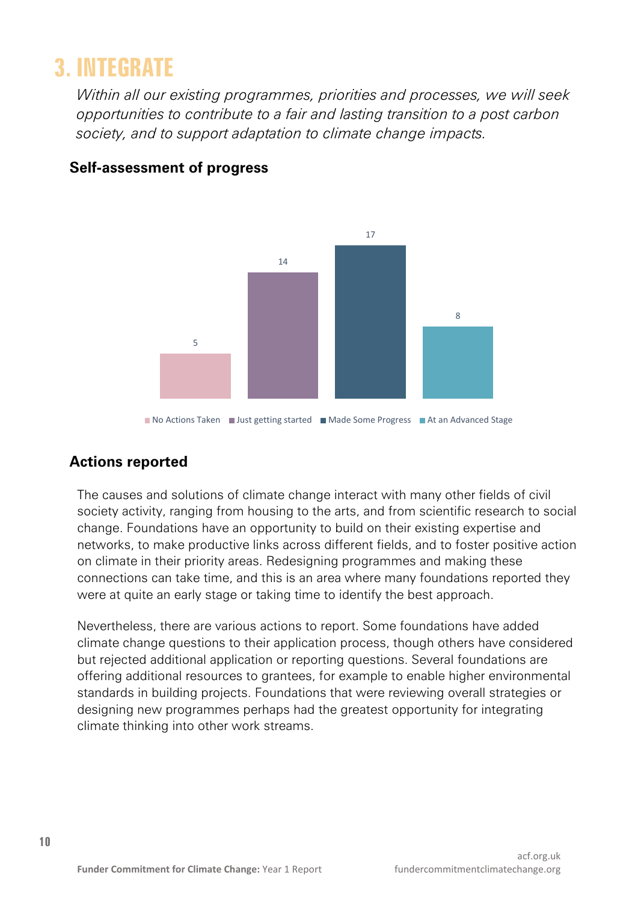# 3. INTEGRATE

*Within all our existing programmes, priorities and processes, we will seek opportunities to contribute to a fair and lasting transition to a post carbon society, and to support adaptation to climate change impacts.*

### Self-assessment of progress

| No Actions Taken | Just getting started | Made Some Progress | At an Advanced Stage |
|---|---|---|---|
| 5 | 14 | 17 | 8 |

### Actions reported

The causes and solutions of climate change interact with many other fields of civil society activity, ranging from housing to the arts, and from scientific research to social change. Foundations have an opportunity to build on their existing expertise and networks, to make productive links across different fields, and to foster positive action on climate in their priority areas. Redesigning programmes and making these connections can take time, and this is an area where many foundations reported they were at quite an early stage or taking time to identify the best approach.

Nevertheless, there are various actions to report. Some foundations have added climate change questions to their application process, though others have considered but rejected additional application or reporting questions. Several foundations are offering additional resources to grantees, for example to enable higher environmental standards in building projects. Foundations that were reviewing overall strategies or designing new programmes perhaps had the greatest opportunity for integrating climate thinking into other work streams.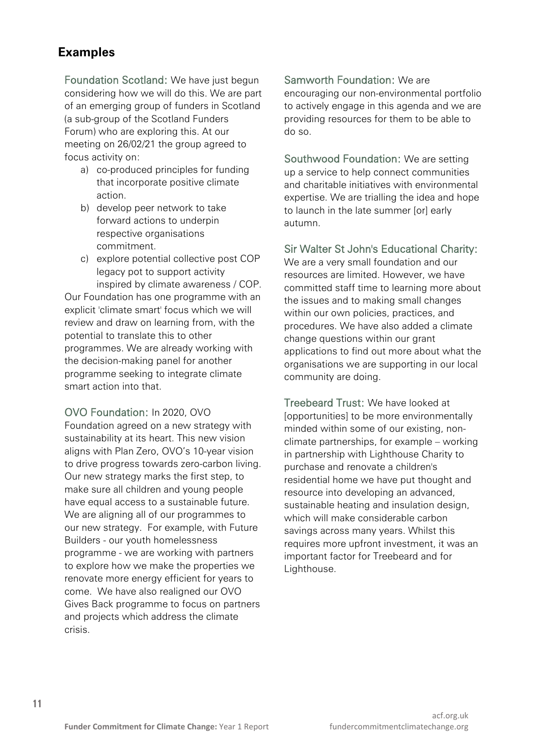## Examples

**Foundation Scotland:** We have just begun considering how we will do this. We are part of an emerging group of funders in Scotland (a sub-group of the Scotland Funders Forum) who are exploring this. At our meeting on 26/02/21 the group agreed to focus activity on:

a) co-produced principles for funding that incorporate positive climate action.
b) develop peer network to take forward actions to underpin respective organisations commitment.
c) explore potential collective post COP legacy pot to support activity inspired by climate awareness / COP.

Our Foundation has one programme with an explicit 'climate smart' focus which we will review and draw on learning from, with the potential to translate this to other programmes. We are already working with the decision-making panel for another programme seeking to integrate climate smart action into that.

**OVO Foundation:** In 2020, OVO Foundation agreed on a new strategy with sustainability at its heart. This new vision aligns with Plan Zero, OVO's 10-year vision to drive progress towards zero-carbon living. Our new strategy marks the first step, to make sure all children and young people have equal access to a sustainable future. We are aligning all of our programmes to our new strategy. For example, with Future Builders - our youth homelessness programme - we are working with partners to explore how we make the properties we renovate more energy efficient for years to come. We have also realigned our OVO Gives Back programme to focus on partners and projects which address the climate crisis.

**Samworth Foundation:** We are encouraging our non-environmental portfolio to actively engage in this agenda and we are providing resources for them to be able to do so.

**Southwood Foundation:** We are setting up a service to help connect communities and charitable initiatives with environmental expertise. We are trialling the idea and hope to launch in the late summer [or] early autumn.

**Sir Walter St John's Educational Charity:** We are a very small foundation and our resources are limited. However, we have committed staff time to learning more about the issues and to making small changes within our own policies, practices, and procedures. We have also added a climate change questions within our grant applications to find out more about what the organisations we are supporting in our local community are doing.

**Treebeard Trust:** We have looked at [opportunities] to be more environmentally minded within some of our existing, non-climate partnerships, for example – working in partnership with Lighthouse Charity to purchase and renovate a children's residential home we have put thought and resource into developing an advanced, sustainable heating and insulation design, which will make considerable carbon savings across many years. Whilst this requires more upfront investment, it was an important factor for Treebeard and for Lighthouse.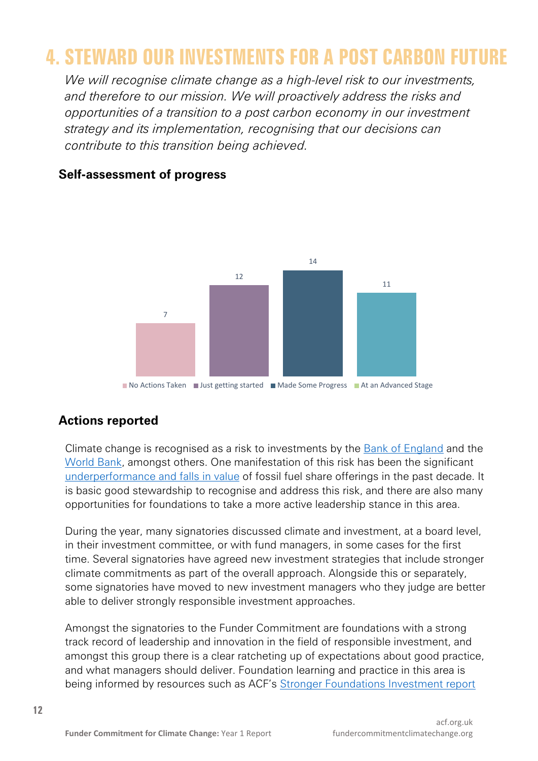# 4. STEWARD OUR INVESTMENTS FOR A POST CARBON FUTURE

*We will recognise climate change as a high-level risk to our investments, and therefore to our mission. We will proactively address the risks and opportunities of a transition to a post carbon economy in our investment strategy and its implementation, recognising that our decisions can contribute to this transition being achieved.*

### Self-assessment of progress

| No Actions Taken | Just getting started | Made Some Progress | At an Advanced Stage |
|---|---|---|---|
| 7 | 12 | 14 | 11 |

### Actions reported

Climate change is recognised as a risk to investments by the Bank of England and the World Bank, amongst others. One manifestation of this risk has been the significant underperformance and falls in value of fossil fuel share offerings in the past decade. It is basic good stewardship to recognise and address this risk, and there are also many opportunities for foundations to take a more active leadership stance in this area.

During the year, many signatories discussed climate and investment, at a board level, in their investment committee, or with fund managers, in some cases for the first time. Several signatories have agreed new investment strategies that include stronger climate commitments as part of the overall approach. Alongside this or separately, some signatories have moved to new investment managers who they judge are better able to deliver strongly responsible investment approaches.

Amongst the signatories to the Funder Commitment are foundations with a strong track record of leadership and innovation in the field of responsible investment, and amongst this group there is a clear ratcheting up of expectations about good practice, and what managers should deliver. Foundation learning and practice in this area is being informed by resources such as ACF's Stronger Foundations Investment report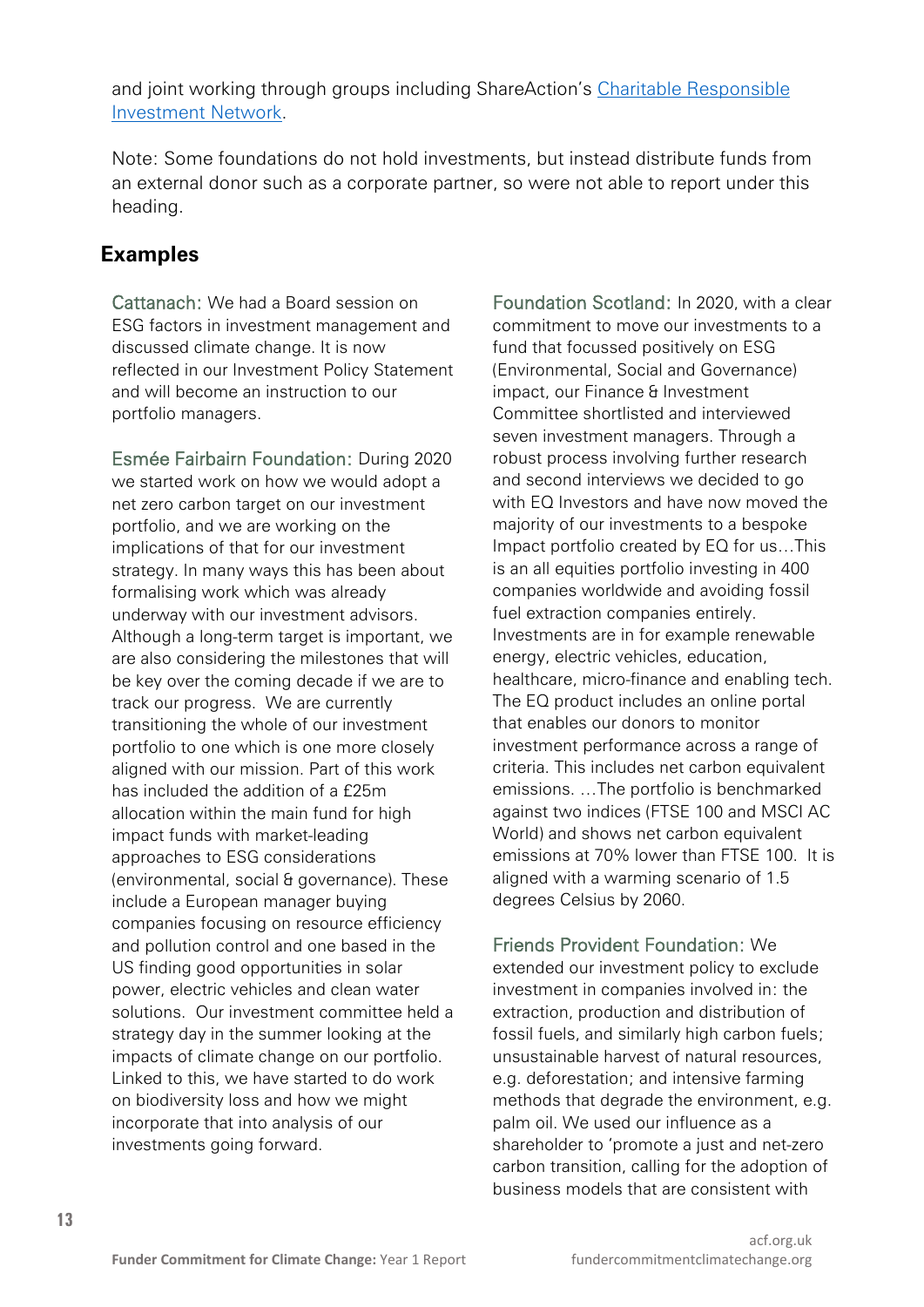and joint working through groups including ShareAction's [Charitable Responsible Investment Network](#).

Note: Some foundations do not hold investments, but instead distribute funds from an external donor such as a corporate partner, so were not able to report under this heading.

## Examples

Cattanach: We had a Board session on ESG factors in investment management and discussed climate change. It is now reflected in our Investment Policy Statement and will become an instruction to our portfolio managers.

Esmée Fairbairn Foundation: During 2020 we started work on how we would adopt a net zero carbon target on our investment portfolio, and we are working on the implications of that for our investment strategy. In many ways this has been about formalising work which was already underway with our investment advisors. Although a long-term target is important, we are also considering the milestones that will be key over the coming decade if we are to track our progress. We are currently transitioning the whole of our investment portfolio to one which is one more closely aligned with our mission. Part of this work has included the addition of a £25m allocation within the main fund for high impact funds with market-leading approaches to ESG considerations (environmental, social & governance). These include a European manager buying companies focusing on resource efficiency and pollution control and one based in the US finding good opportunities in solar power, electric vehicles and clean water solutions. Our investment committee held a strategy day in the summer looking at the impacts of climate change on our portfolio. Linked to this, we have started to do work on biodiversity loss and how we might incorporate that into analysis of our investments going forward.

Foundation Scotland: In 2020, with a clear commitment to move our investments to a fund that focussed positively on ESG (Environmental, Social and Governance) impact, our Finance & Investment Committee shortlisted and interviewed seven investment managers. Through a robust process involving further research and second interviews we decided to go with EQ Investors and have now moved the majority of our investments to a bespoke Impact portfolio created by EQ for us…This is an all equities portfolio investing in 400 companies worldwide and avoiding fossil fuel extraction companies entirely. Investments are in for example renewable energy, electric vehicles, education, healthcare, micro-finance and enabling tech. The EQ product includes an online portal that enables our donors to monitor investment performance across a range of criteria. This includes net carbon equivalent emissions. …The portfolio is benchmarked against two indices (FTSE 100 and MSCI AC World) and shows net carbon equivalent emissions at 70% lower than FTSE 100. It is aligned with a warming scenario of 1.5 degrees Celsius by 2060.

Friends Provident Foundation: We extended our investment policy to exclude investment in companies involved in: the extraction, production and distribution of fossil fuels, and similarly high carbon fuels; unsustainable harvest of natural resources, e.g. deforestation; and intensive farming methods that degrade the environment, e.g. palm oil. We used our influence as a shareholder to 'promote a just and net-zero carbon transition, calling for the adoption of business models that are consistent with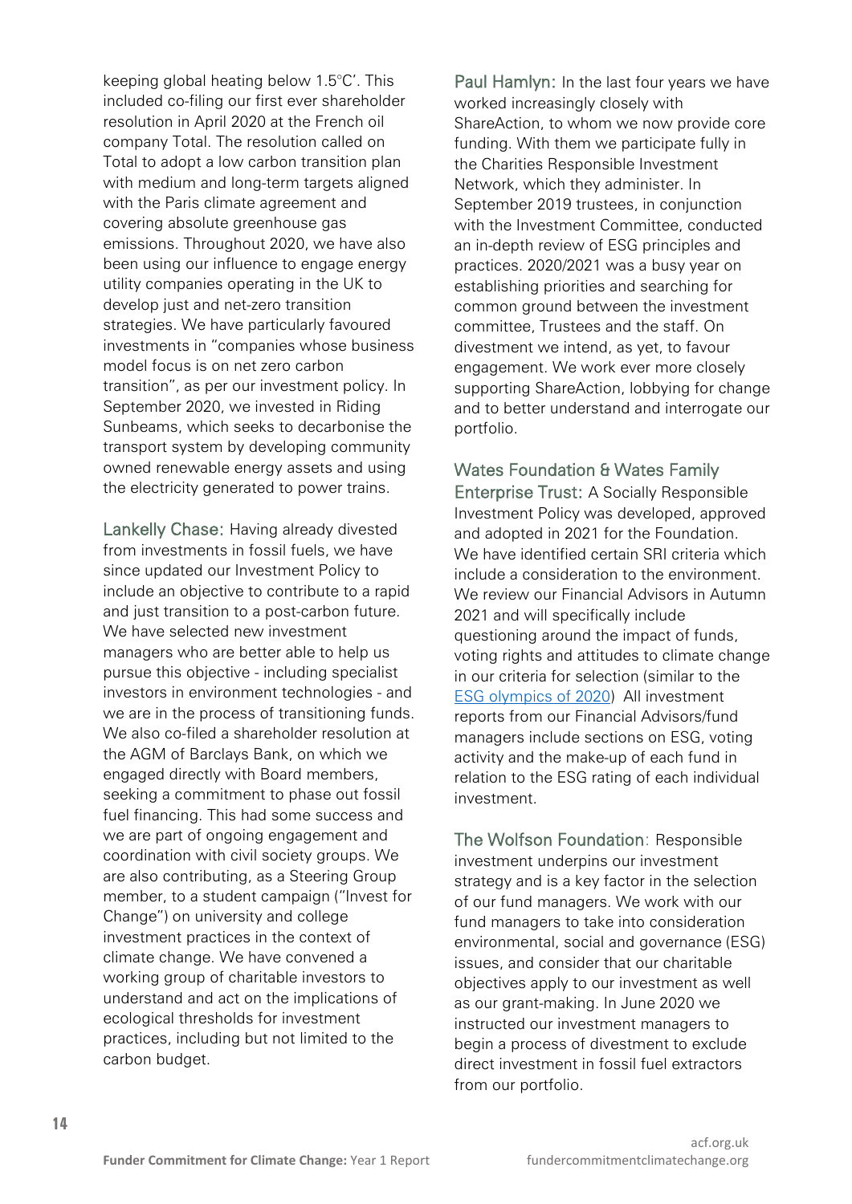keeping global heating below 1.5°C'. This included co-filing our first ever shareholder resolution in April 2020 at the French oil company Total. The resolution called on Total to adopt a low carbon transition plan with medium and long-term targets aligned with the Paris climate agreement and covering absolute greenhouse gas emissions. Throughout 2020, we have also been using our influence to engage energy utility companies operating in the UK to develop just and net-zero transition strategies. We have particularly favoured investments in "companies whose business model focus is on net zero carbon transition", as per our investment policy. In September 2020, we invested in Riding Sunbeams, which seeks to decarbonise the transport system by developing community owned renewable energy assets and using the electricity generated to power trains.

Lankelly Chase: Having already divested from investments in fossil fuels, we have since updated our Investment Policy to include an objective to contribute to a rapid and just transition to a post-carbon future. We have selected new investment managers who are better able to help us pursue this objective - including specialist investors in environment technologies - and we are in the process of transitioning funds. We also co-filed a shareholder resolution at the AGM of Barclays Bank, on which we engaged directly with Board members, seeking a commitment to phase out fossil fuel financing. This had some success and we are part of ongoing engagement and coordination with civil society groups. We are also contributing, as a Steering Group member, to a student campaign ("Invest for Change") on university and college investment practices in the context of climate change. We have convened a working group of charitable investors to understand and act on the implications of ecological thresholds for investment practices, including but not limited to the carbon budget.

Paul Hamlyn: In the last four years we have worked increasingly closely with ShareAction, to whom we now provide core funding. With them we participate fully in the Charities Responsible Investment Network, which they administer. In September 2019 trustees, in conjunction with the Investment Committee, conducted an in-depth review of ESG principles and practices. 2020/2021 was a busy year on establishing priorities and searching for common ground between the investment committee, Trustees and the staff. On divestment we intend, as yet, to favour engagement. We work ever more closely supporting ShareAction, lobbying for change and to better understand and interrogate our portfolio.

Wates Foundation & Wates Family Enterprise Trust: A Socially Responsible Investment Policy was developed, approved and adopted in 2021 for the Foundation. We have identified certain SRI criteria which include a consideration to the environment. We review our Financial Advisors in Autumn 2021 and will specifically include questioning around the impact of funds, voting rights and attitudes to climate change in our criteria for selection (similar to the [ESG olympics of 2020](#)) All investment reports from our Financial Advisors/fund managers include sections on ESG, voting activity and the make-up of each fund in relation to the ESG rating of each individual investment.

The Wolfson Foundation: Responsible investment underpins our investment strategy and is a key factor in the selection of our fund managers. We work with our fund managers to take into consideration environmental, social and governance (ESG) issues, and consider that our charitable objectives apply to our investment as well as our grant-making. In June 2020 we instructed our investment managers to begin a process of divestment to exclude direct investment in fossil fuel extractors from our portfolio.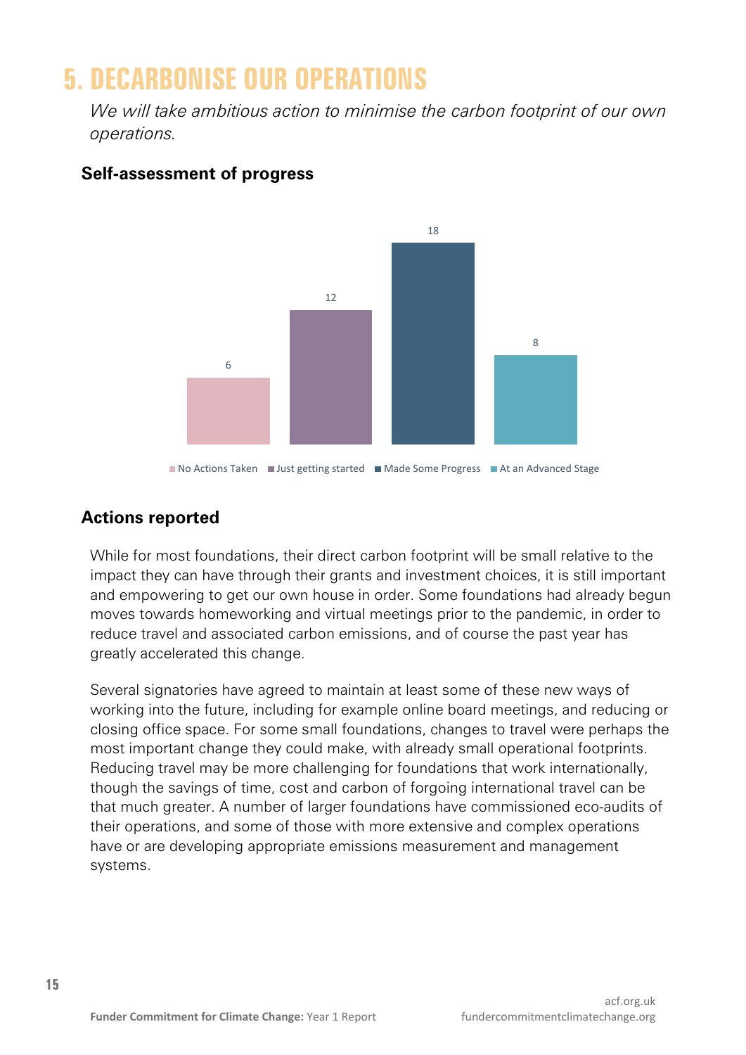# 5. DECARBONISE OUR OPERATIONS

*We will take ambitious action to minimise the carbon footprint of our own operations.*

### Self-assessment of progress

| No Actions Taken | Just getting started | Made Some Progress | At an Advanced Stage |
|---|---|---|---|
| 6 | 12 | 18 | 8 |

### Actions reported

While for most foundations, their direct carbon footprint will be small relative to the impact they can have through their grants and investment choices, it is still important and empowering to get our own house in order. Some foundations had already begun moves towards homeworking and virtual meetings prior to the pandemic, in order to reduce travel and associated carbon emissions, and of course the past year has greatly accelerated this change.

Several signatories have agreed to maintain at least some of these new ways of working into the future, including for example online board meetings, and reducing or closing office space. For some small foundations, changes to travel were perhaps the most important change they could make, with already small operational footprints. Reducing travel may be more challenging for foundations that work internationally, though the savings of time, cost and carbon of forgoing international travel can be that much greater. A number of larger foundations have commissioned eco-audits of their operations, and some of those with more extensive and complex operations have or are developing appropriate emissions measurement and management systems.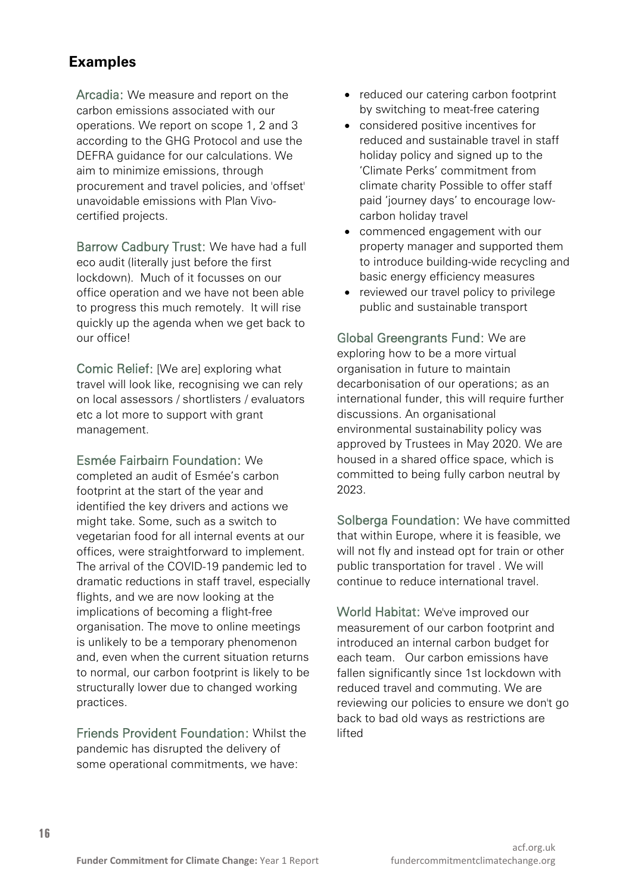## Examples

**Arcadia:** We measure and report on the carbon emissions associated with our operations. We report on scope 1, 2 and 3 according to the GHG Protocol and use the DEFRA guidance for our calculations. We aim to minimize emissions, through procurement and travel policies, and 'offset' unavoidable emissions with Plan Vivo-certified projects.

**Barrow Cadbury Trust:** We have had a full eco audit (literally just before the first lockdown). Much of it focusses on our office operation and we have not been able to progress this much remotely. It will rise quickly up the agenda when we get back to our office!

**Comic Relief:** [We are] exploring what travel will look like, recognising we can rely on local assessors / shortlisters / evaluators etc a lot more to support with grant management.

**Esmée Fairbairn Foundation:** We completed an audit of Esmée's carbon footprint at the start of the year and identified the key drivers and actions we might take. Some, such as a switch to vegetarian food for all internal events at our offices, were straightforward to implement. The arrival of the COVID-19 pandemic led to dramatic reductions in staff travel, especially flights, and we are now looking at the implications of becoming a flight-free organisation. The move to online meetings is unlikely to be a temporary phenomenon and, even when the current situation returns to normal, our carbon footprint is likely to be structurally lower due to changed working practices.

**Friends Provident Foundation:** Whilst the pandemic has disrupted the delivery of some operational commitments, we have:

- reduced our catering carbon footprint by switching to meat-free catering
- considered positive incentives for reduced and sustainable travel in staff holiday policy and signed up to the 'Climate Perks' commitment from climate charity Possible to offer staff paid 'journey days' to encourage low-carbon holiday travel
- commenced engagement with our property manager and supported them to introduce building-wide recycling and basic energy efficiency measures
- reviewed our travel policy to privilege public and sustainable transport

**Global Greengrants Fund:** We are exploring how to be a more virtual organisation in future to maintain decarbonisation of our operations; as an international funder, this will require further discussions. An organisational environmental sustainability policy was approved by Trustees in May 2020. We are housed in a shared office space, which is committed to being fully carbon neutral by 2023.

**Solberga Foundation:** We have committed that within Europe, where it is feasible, we will not fly and instead opt for train or other public transportation for travel . We will continue to reduce international travel.

**World Habitat:** We've improved our measurement of our carbon footprint and introduced an internal carbon budget for each team. Our carbon emissions have fallen significantly since 1st lockdown with reduced travel and commuting. We are reviewing our policies to ensure we don't go back to bad old ways as restrictions are lifted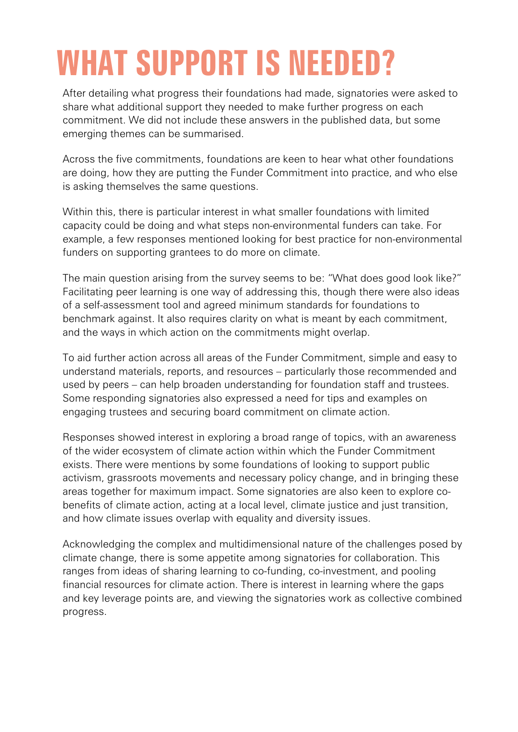# WHAT SUPPORT IS NEEDED?

After detailing what progress their foundations had made, signatories were asked to share what additional support they needed to make further progress on each commitment. We did not include these answers in the published data, but some emerging themes can be summarised.

Across the five commitments, foundations are keen to hear what other foundations are doing, how they are putting the Funder Commitment into practice, and who else is asking themselves the same questions.

Within this, there is particular interest in what smaller foundations with limited capacity could be doing and what steps non-environmental funders can take. For example, a few responses mentioned looking for best practice for non-environmental funders on supporting grantees to do more on climate.

The main question arising from the survey seems to be: "What does good look like?" Facilitating peer learning is one way of addressing this, though there were also ideas of a self-assessment tool and agreed minimum standards for foundations to benchmark against. It also requires clarity on what is meant by each commitment, and the ways in which action on the commitments might overlap.

To aid further action across all areas of the Funder Commitment, simple and easy to understand materials, reports, and resources – particularly those recommended and used by peers – can help broaden understanding for foundation staff and trustees. Some responding signatories also expressed a need for tips and examples on engaging trustees and securing board commitment on climate action.

Responses showed interest in exploring a broad range of topics, with an awareness of the wider ecosystem of climate action within which the Funder Commitment exists. There were mentions by some foundations of looking to support public activism, grassroots movements and necessary policy change, and in bringing these areas together for maximum impact. Some signatories are also keen to explore co-benefits of climate action, acting at a local level, climate justice and just transition, and how climate issues overlap with equality and diversity issues.

Acknowledging the complex and multidimensional nature of the challenges posed by climate change, there is some appetite among signatories for collaboration. This ranges from ideas of sharing learning to co-funding, co-investment, and pooling financial resources for climate action. There is interest in learning where the gaps and key leverage points are, and viewing the signatories work as collective combined progress.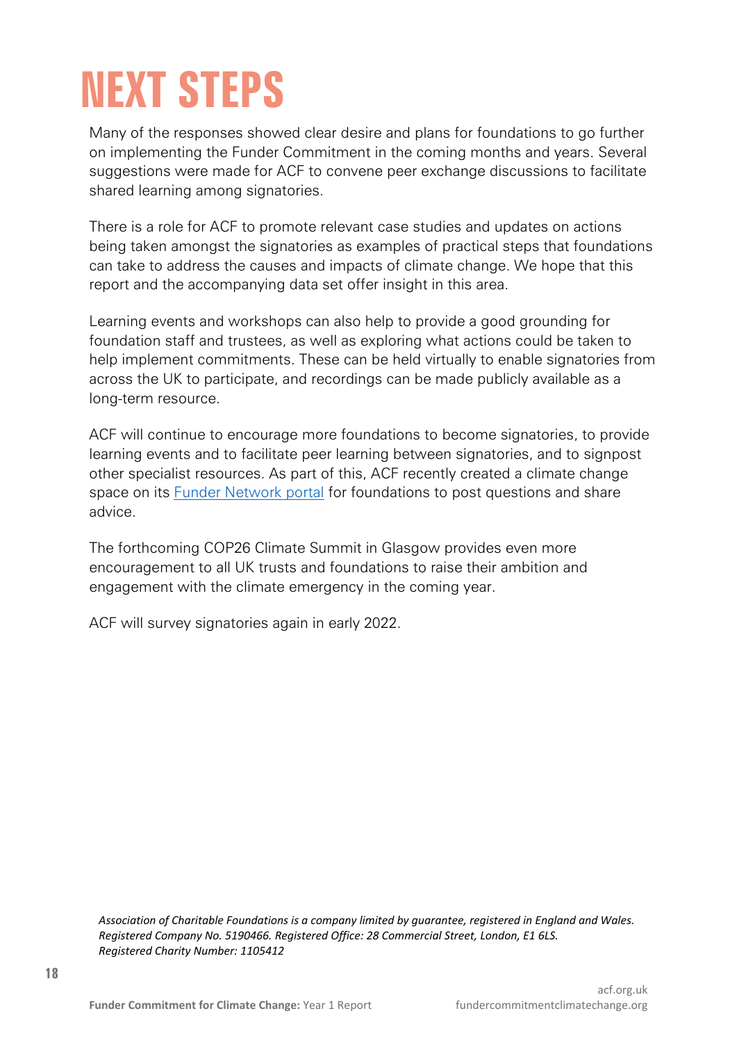# NEXT STEPS

Many of the responses showed clear desire and plans for foundations to go further on implementing the Funder Commitment in the coming months and years. Several suggestions were made for ACF to convene peer exchange discussions to facilitate shared learning among signatories.

There is a role for ACF to promote relevant case studies and updates on actions being taken amongst the signatories as examples of practical steps that foundations can take to address the causes and impacts of climate change. We hope that this report and the accompanying data set offer insight in this area.

Learning events and workshops can also help to provide a good grounding for foundation staff and trustees, as well as exploring what actions could be taken to help implement commitments. These can be held virtually to enable signatories from across the UK to participate, and recordings can be made publicly available as a long-term resource.

ACF will continue to encourage more foundations to become signatories, to provide learning events and to facilitate peer learning between signatories, and to signpost other specialist resources. As part of this, ACF recently created a climate change space on its Funder Network portal for foundations to post questions and share advice.

The forthcoming COP26 Climate Summit in Glasgow provides even more encouragement to all UK trusts and foundations to raise their ambition and engagement with the climate emergency in the coming year.

ACF will survey signatories again in early 2022.

*Association of Charitable Foundations is a company limited by guarantee, registered in England and Wales. Registered Company No. 5190466. Registered Office: 28 Commercial Street, London, E1 6LS. Registered Charity Number: 1105412*